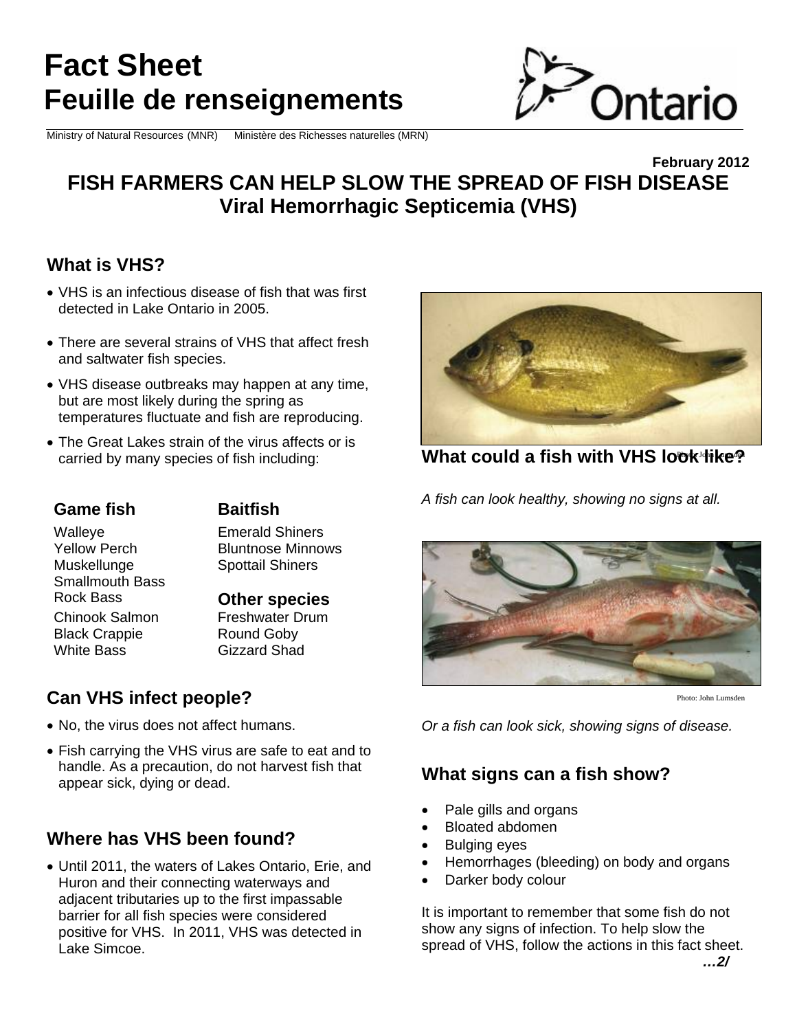# Fact Sheet
# Feuille de renseignements

Ministry of Natural Resources (MNR) Ministère des Richesses naturelles (MRN)

February 2012

## FISH FARMERS CAN HELP SLOW THE SPREAD OF FISH DISEASE
## Viral Hemorrhagic Septicemia (VHS)

### What is VHS?

- VHS is an infectious disease of fish that was first detected in Lake Ontario in 2005.
- There are several strains of VHS that affect fresh and saltwater fish species.
- VHS disease outbreaks may happen at any time, but are most likely during the spring as temperatures fluctuate and fish are reproducing.
- The Great Lakes strain of the virus affects or is carried by many species of fish including:

**Game fish**

Walleye
Yellow Perch
Muskellunge
Smallmouth Bass
Rock Bass
Chinook Salmon
Black Crappie
White Bass

**Baitfish**

Emerald Shiners
Bluntnose Minnows
Spottail Shiners

**Other species**

Freshwater Drum
Round Goby
Gizzard Shad

### Can VHS infect people?

- No, the virus does not affect humans.
- Fish carrying the VHS virus are safe to eat and to handle. As a precaution, do not harvest fish that appear sick, dying or dead.

### Where has VHS been found?

- Until 2011, the waters of Lakes Ontario, Erie, and Huron and their connecting waterways and adjacent tributaries up to the first impassable barrier for all fish species were considered positive for VHS. In 2011, VHS was detected in Lake Simcoe.

### What could a fish with VHS look like?

*A fish can look healthy, showing no signs at all.*

Photo: John Lumsden

*Or a fish can look sick, showing signs of disease.*

### What signs can a fish show?

- Pale gills and organs
- Bloated abdomen
- Bulging eyes
- Hemorrhages (bleeding) on body and organs
- Darker body colour

It is important to remember that some fish do not show any signs of infection. To help slow the spread of VHS, follow the actions in this fact sheet.

***…2/***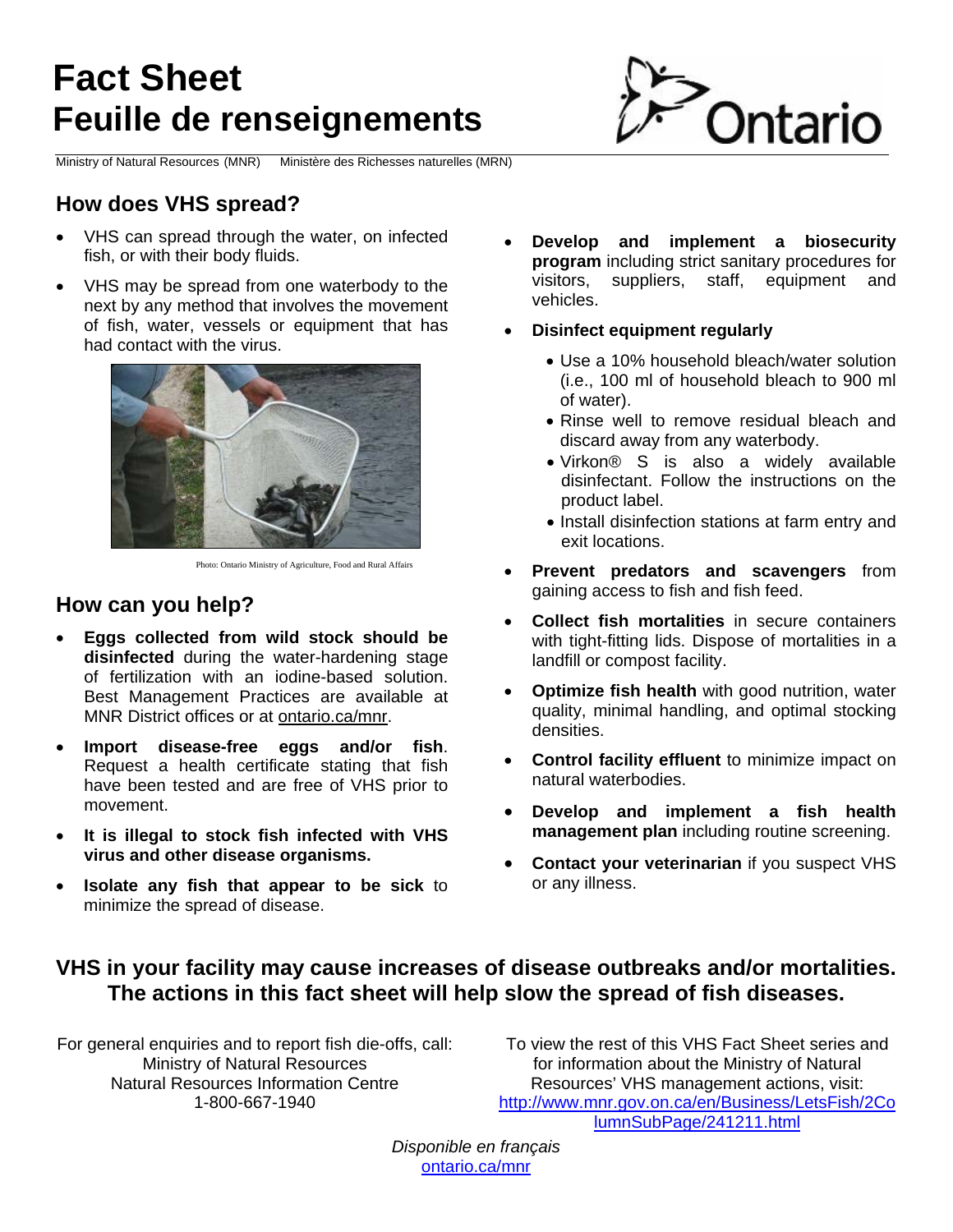# Fact Sheet
# Feuille de renseignements

Ministry of Natural Resources (MNR) Ministère des Richesses naturelles (MRN)

## How does VHS spread?

- VHS can spread through the water, on infected fish, or with their body fluids.
- VHS may be spread from one waterbody to the next by any method that involves the movement of fish, water, vessels or equipment that has had contact with the virus.

Photo: Ontario Ministry of Agriculture, Food and Rural Affairs

## How can you help?

- **Eggs collected from wild stock should be disinfected** during the water-hardening stage of fertilization with an iodine-based solution. Best Management Practices are available at MNR District offices or at ontario.ca/mnr.
- **Import disease-free eggs and/or fish**. Request a health certificate stating that fish have been tested and are free of VHS prior to movement.
- **It is illegal to stock fish infected with VHS virus and other disease organisms.**
- **Isolate any fish that appear to be sick** to minimize the spread of disease.
- **Develop and implement a biosecurity program** including strict sanitary procedures for visitors, suppliers, staff, equipment and vehicles.
- **Disinfect equipment regularly**
  - Use a 10% household bleach/water solution (i.e., 100 ml of household bleach to 900 ml of water).
  - Rinse well to remove residual bleach and discard away from any waterbody.
  - Virkon® S is also a widely available disinfectant. Follow the instructions on the product label.
  - Install disinfection stations at farm entry and exit locations.
- **Prevent predators and scavengers** from gaining access to fish and fish feed.
- **Collect fish mortalities** in secure containers with tight-fitting lids. Dispose of mortalities in a landfill or compost facility.
- **Optimize fish health** with good nutrition, water quality, minimal handling, and optimal stocking densities.
- **Control facility effluent** to minimize impact on natural waterbodies.
- **Develop and implement a fish health management plan** including routine screening.
- **Contact your veterinarian** if you suspect VHS or any illness.

**VHS in your facility may cause increases of disease outbreaks and/or mortalities. The actions in this fact sheet will help slow the spread of fish diseases.**

For general enquiries and to report fish die-offs, call:
Ministry of Natural Resources
Natural Resources Information Centre
1-800-667-1940

To view the rest of this VHS Fact Sheet series and for information about the Ministry of Natural Resources' VHS management actions, visit:
http://www.mnr.gov.on.ca/en/Business/LetsFish/2ColumnSubPage/241211.html

*Disponible en français*
ontario.ca/mnr